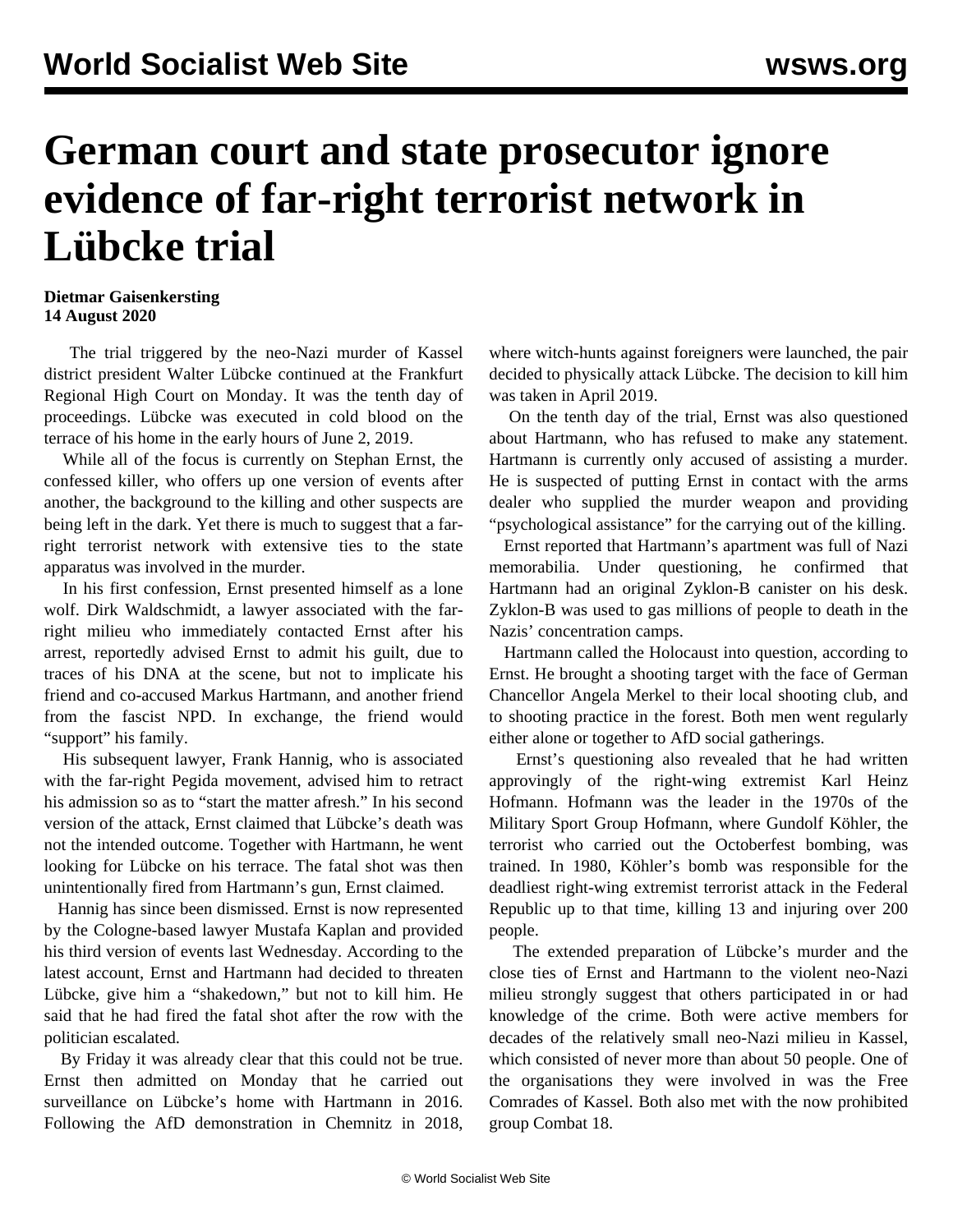# German court and state prosecutor ignore evidence of far-right terrorist network in Lübcke trial

**Dietmar Gaisenkersting**
**14 August 2020**

The trial triggered by the neo-Nazi murder of Kassel district president Walter Lübcke continued at the Frankfurt Regional High Court on Monday. It was the tenth day of proceedings. Lübcke was executed in cold blood on the terrace of his home in the early hours of June 2, 2019.

While all of the focus is currently on Stephan Ernst, the confessed killer, who offers up one version of events after another, the background to the killing and other suspects are being left in the dark. Yet there is much to suggest that a far-right terrorist network with extensive ties to the state apparatus was involved in the murder.

In his first confession, Ernst presented himself as a lone wolf. Dirk Waldschmidt, a lawyer associated with the far-right milieu who immediately contacted Ernst after his arrest, reportedly advised Ernst to admit his guilt, due to traces of his DNA at the scene, but not to implicate his friend and co-accused Markus Hartmann, and another friend from the fascist NPD. In exchange, the friend would "support" his family.

His subsequent lawyer, Frank Hannig, who is associated with the far-right Pegida movement, advised him to retract his admission so as to "start the matter afresh." In his second version of the attack, Ernst claimed that Lübcke's death was not the intended outcome. Together with Hartmann, he went looking for Lübcke on his terrace. The fatal shot was then unintentionally fired from Hartmann's gun, Ernst claimed.

Hannig has since been dismissed. Ernst is now represented by the Cologne-based lawyer Mustafa Kaplan and provided his third version of events last Wednesday. According to the latest account, Ernst and Hartmann had decided to threaten Lübcke, give him a "shakedown," but not to kill him. He said that he had fired the fatal shot after the row with the politician escalated.

By Friday it was already clear that this could not be true. Ernst then admitted on Monday that he carried out surveillance on Lübcke's home with Hartmann in 2016. Following the AfD demonstration in Chemnitz in 2018, where witch-hunts against foreigners were launched, the pair decided to physically attack Lübcke. The decision to kill him was taken in April 2019.

On the tenth day of the trial, Ernst was also questioned about Hartmann, who has refused to make any statement. Hartmann is currently only accused of assisting a murder. He is suspected of putting Ernst in contact with the arms dealer who supplied the murder weapon and providing "psychological assistance" for the carrying out of the killing.

Ernst reported that Hartmann's apartment was full of Nazi memorabilia. Under questioning, he confirmed that Hartmann had an original Zyklon-B canister on his desk. Zyklon-B was used to gas millions of people to death in the Nazis' concentration camps.

Hartmann called the Holocaust into question, according to Ernst. He brought a shooting target with the face of German Chancellor Angela Merkel to their local shooting club, and to shooting practice in the forest. Both men went regularly either alone or together to AfD social gatherings.

Ernst's questioning also revealed that he had written approvingly of the right-wing extremist Karl Heinz Hofmann. Hofmann was the leader in the 1970s of the Military Sport Group Hofmann, where Gundolf Köhler, the terrorist who carried out the Octoberfest bombing, was trained. In 1980, Köhler's bomb was responsible for the deadliest right-wing extremist terrorist attack in the Federal Republic up to that time, killing 13 and injuring over 200 people.

The extended preparation of Lübcke's murder and the close ties of Ernst and Hartmann to the violent neo-Nazi milieu strongly suggest that others participated in or had knowledge of the crime. Both were active members for decades of the relatively small neo-Nazi milieu in Kassel, which consisted of never more than about 50 people. One of the organisations they were involved in was the Free Comrades of Kassel. Both also met with the now prohibited group Combat 18.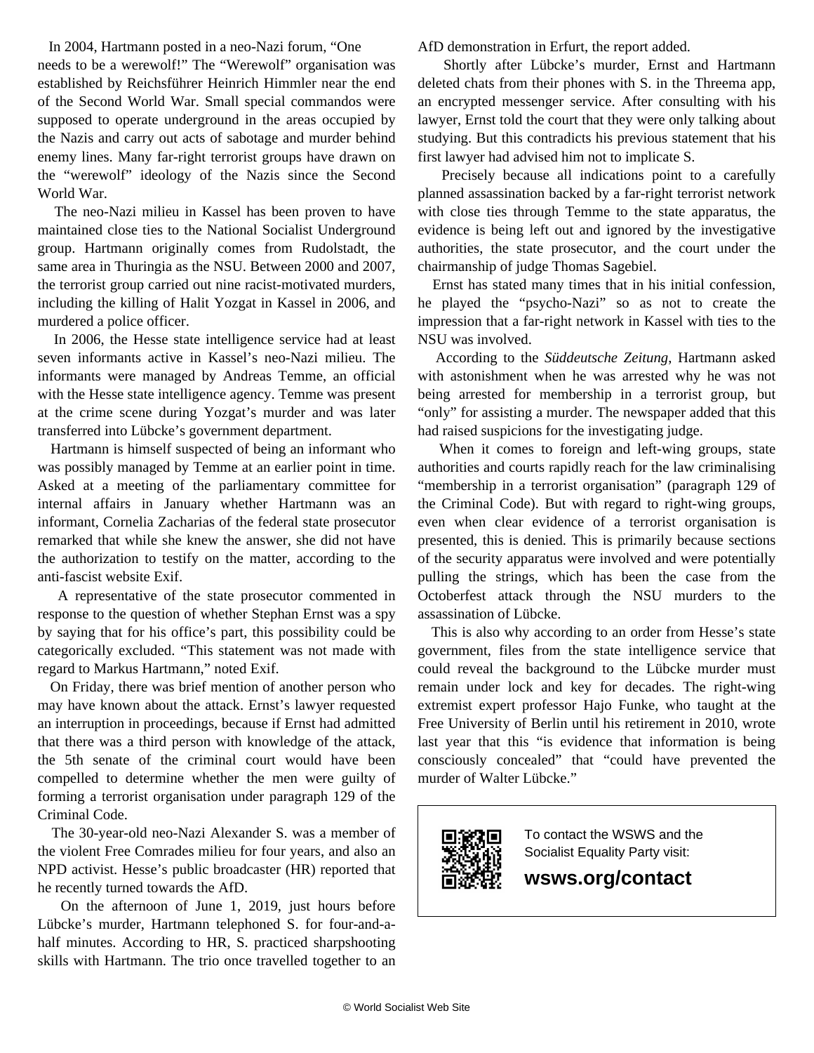In 2004, Hartmann posted in a neo-Nazi forum, "One needs to be a werewolf!" The "Werewolf" organisation was established by Reichsführer Heinrich Himmler near the end of the Second World War. Small special commandos were supposed to operate underground in the areas occupied by the Nazis and carry out acts of sabotage and murder behind enemy lines. Many far-right terrorist groups have drawn on the "werewolf" ideology of the Nazis since the Second World War.

The neo-Nazi milieu in Kassel has been proven to have maintained close ties to the National Socialist Underground group. Hartmann originally comes from Rudolstadt, the same area in Thuringia as the NSU. Between 2000 and 2007, the terrorist group carried out nine racist-motivated murders, including the killing of Halit Yozgat in Kassel in 2006, and murdered a police officer.

In 2006, the Hesse state intelligence service had at least seven informants active in Kassel's neo-Nazi milieu. The informants were managed by Andreas Temme, an official with the Hesse state intelligence agency. Temme was present at the crime scene during Yozgat's murder and was later transferred into Lübcke's government department.

Hartmann is himself suspected of being an informant who was possibly managed by Temme at an earlier point in time. Asked at a meeting of the parliamentary committee for internal affairs in January whether Hartmann was an informant, Cornelia Zacharias of the federal state prosecutor remarked that while she knew the answer, she did not have the authorization to testify on the matter, according to the anti-fascist website Exif.

A representative of the state prosecutor commented in response to the question of whether Stephan Ernst was a spy by saying that for his office's part, this possibility could be categorically excluded. "This statement was not made with regard to Markus Hartmann," noted Exif.

On Friday, there was brief mention of another person who may have known about the attack. Ernst's lawyer requested an interruption in proceedings, because if Ernst had admitted that there was a third person with knowledge of the attack, the 5th senate of the criminal court would have been compelled to determine whether the men were guilty of forming a terrorist organisation under paragraph 129 of the Criminal Code.

The 30-year-old neo-Nazi Alexander S. was a member of the violent Free Comrades milieu for four years, and also an NPD activist. Hesse's public broadcaster (HR) reported that he recently turned towards the AfD.

On the afternoon of June 1, 2019, just hours before Lübcke's murder, Hartmann telephoned S. for four-and-a-half minutes. According to HR, S. practiced sharpshooting skills with Hartmann. The trio once travelled together to an AfD demonstration in Erfurt, the report added.

Shortly after Lübcke's murder, Ernst and Hartmann deleted chats from their phones with S. in the Threema app, an encrypted messenger service. After consulting with his lawyer, Ernst told the court that they were only talking about studying. But this contradicts his previous statement that his first lawyer had advised him not to implicate S.

Precisely because all indications point to a carefully planned assassination backed by a far-right terrorist network with close ties through Temme to the state apparatus, the evidence is being left out and ignored by the investigative authorities, the state prosecutor, and the court under the chairmanship of judge Thomas Sagebiel.

Ernst has stated many times that in his initial confession, he played the "psycho-Nazi" so as not to create the impression that a far-right network in Kassel with ties to the NSU was involved.

According to the *Süddeutsche Zeitung*, Hartmann asked with astonishment when he was arrested why he was not being arrested for membership in a terrorist group, but "only" for assisting a murder. The newspaper added that this had raised suspicions for the investigating judge.

When it comes to foreign and left-wing groups, state authorities and courts rapidly reach for the law criminalising "membership in a terrorist organisation" (paragraph 129 of the Criminal Code). But with regard to right-wing groups, even when clear evidence of a terrorist organisation is presented, this is denied. This is primarily because sections of the security apparatus were involved and were potentially pulling the strings, which has been the case from the Octoberfest attack through the NSU murders to the assassination of Lübcke.

This is also why according to an order from Hesse's state government, files from the state intelligence service that could reveal the background to the Lübcke murder must remain under lock and key for decades. The right-wing extremist expert professor Hajo Funke, who taught at the Free University of Berlin until his retirement in 2010, wrote last year that this "is evidence that information is being consciously concealed" that "could have prevented the murder of Walter Lübcke."

To contact the WSWS and the Socialist Equality Party visit:

**wsws.org/contact**